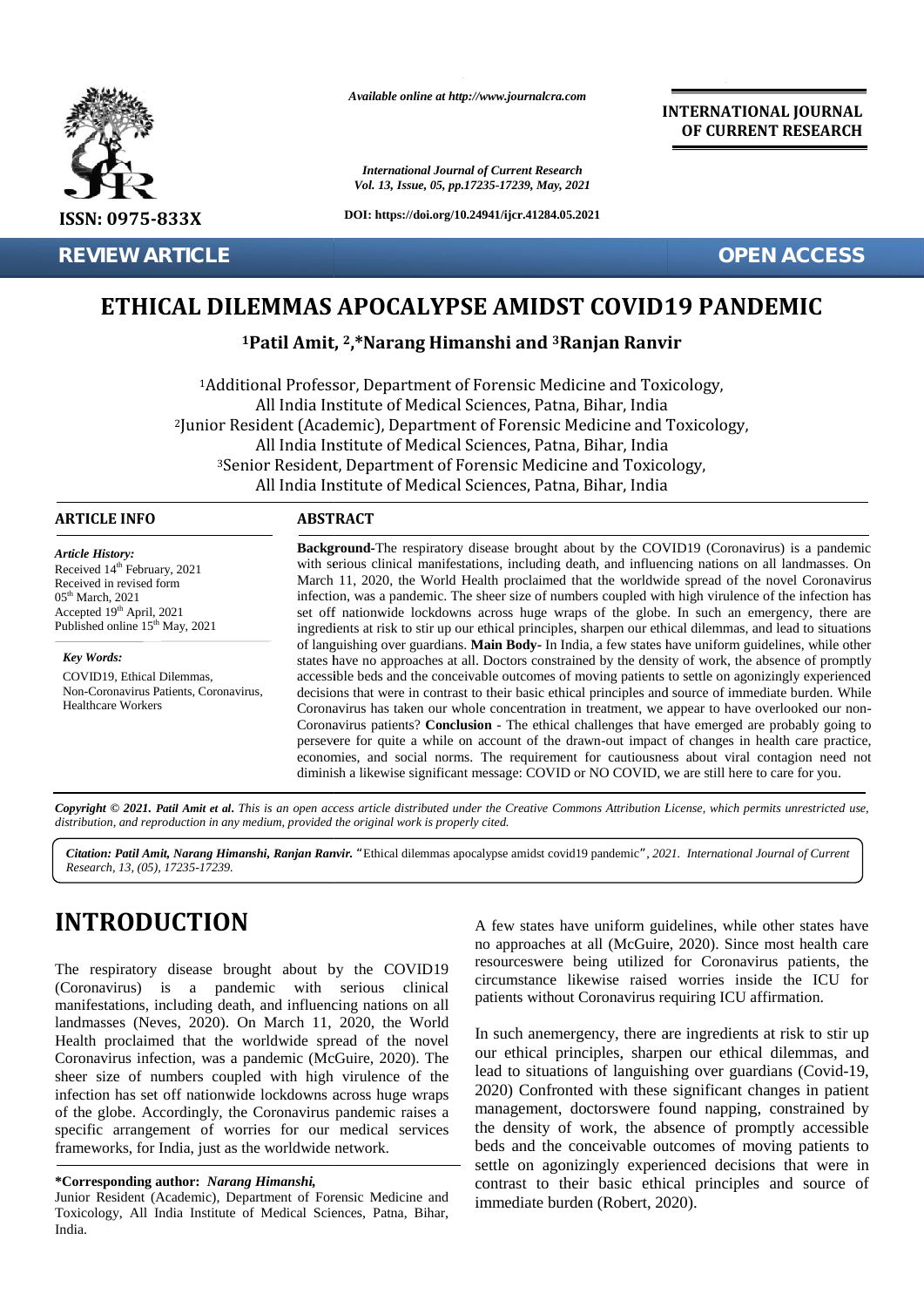Available online at http://www.journalcra.com

International Journal of Current Research
Vol. 13, Issue, 05, pp.17235-17239, May, 2021

DOI: https://doi.org/10.24941/ijcr.41284.05.2021

ISSN: 0975-833X

INTERNATIONAL JOURNAL OF CURRENT RESEARCH

REVIEW ARTICLE

OPEN ACCESS

# ETHICAL DILEMMAS APOCALYPSE AMIDST COVID19 PANDEMIC

**[1]Patil Amit, [2,]*Narang Himanshi and [3]Ranjan Ranvir**

[1]Additional Professor, Department of Forensic Medicine and Toxicology, All India Institute of Medical Sciences, Patna, Bihar, India
[2]Junior Resident (Academic), Department of Forensic Medicine and Toxicology, All India Institute of Medical Sciences, Patna, Bihar, India
[3]Senior Resident, Department of Forensic Medicine and Toxicology, All India Institute of Medical Sciences, Patna, Bihar, India

## ARTICLE INFO

*Article History:*
Received 14th February, 2021
Received in revised form 05th March, 2021
Accepted 19th April, 2021
Published online 15th May, 2021

*Key Words:*
COVID19, Ethical Dilemmas, Non-Coronavirus Patients, Coronavirus, Healthcare Workers

## ABSTRACT

**Background-**The respiratory disease brought about by the COVID19 (Coronavirus) is a pandemic with serious clinical manifestations, including death, and influencing nations on all landmasses. On March 11, 2020, the World Health proclaimed that the worldwide spread of the novel Coronavirus infection, was a pandemic. The sheer size of numbers coupled with high virulence of the infection has set off nationwide lockdowns across huge wraps of the globe. In such an emergency, there are ingredients at risk to stir up our ethical principles, sharpen our ethical dilemmas, and lead to situations of languishing over guardians. **Main Body-** In India, a few states have uniform guidelines, while other states have no approaches at all. Doctors constrained by the density of work, the absence of promptly accessible beds and the conceivable outcomes of moving patients to settle on agonizingly experienced decisions that were in contrast to their basic ethical principles and source of immediate burden. While Coronavirus has taken our whole concentration in treatment, we appear to have overlooked our non-Coronavirus patients? **Conclusion** - The ethical challenges that have emerged are probably going to persevere for quite a while on account of the drawn-out impact of changes in health care practice, economies, and social norms. The requirement for cautiousness about viral contagion need not diminish a likewise significant message: COVID or NO COVID, we are still here to care for you.

***Copyright © 2021. Patil Amit et al.*** *This is an open access article distributed under the Creative Commons Attribution License, which permits unrestricted use, distribution, and reproduction in any medium, provided the original work is properly cited.*

***Citation: Patil Amit, Narang Himanshi, Ranjan Ranvir.*** "Ethical dilemmas apocalypse amidst covid19 pandemic", *2021. International Journal of Current Research, 13, (05), 17235-17239.*

# INTRODUCTION

The respiratory disease brought about by the COVID19 (Coronavirus) is a pandemic with serious clinical manifestations, including death, and influencing nations on all landmasses (Neves, 2020). On March 11, 2020, the World Health proclaimed that the worldwide spread of the novel Coronavirus infection, was a pandemic (McGuire, 2020). The sheer size of numbers coupled with high virulence of the infection has set off nationwide lockdowns across huge wraps of the globe. Accordingly, the Coronavirus pandemic raises a specific arrangement of worries for our medical services frameworks, for India, just as the worldwide network.

A few states have uniform guidelines, while other states have no approaches at all (McGuire, 2020). Since most health care resourceswere being utilized for Coronavirus patients, the circumstance likewise raised worries inside the ICU for patients without Coronavirus requiring ICU affirmation.

In such anemergency, there are ingredients at risk to stir up our ethical principles, sharpen our ethical dilemmas, and lead to situations of languishing over guardians (Covid-19, 2020) Confronted with these significant changes in patient management, doctorswere found napping, constrained by the density of work, the absence of promptly accessible beds and the conceivable outcomes of moving patients to settle on agonizingly experienced decisions that were in contrast to their basic ethical principles and source of immediate burden (Robert, 2020).

**\*Corresponding author:** ***Narang Himanshi,***
Junior Resident (Academic), Department of Forensic Medicine and Toxicology, All India Institute of Medical Sciences, Patna, Bihar, India.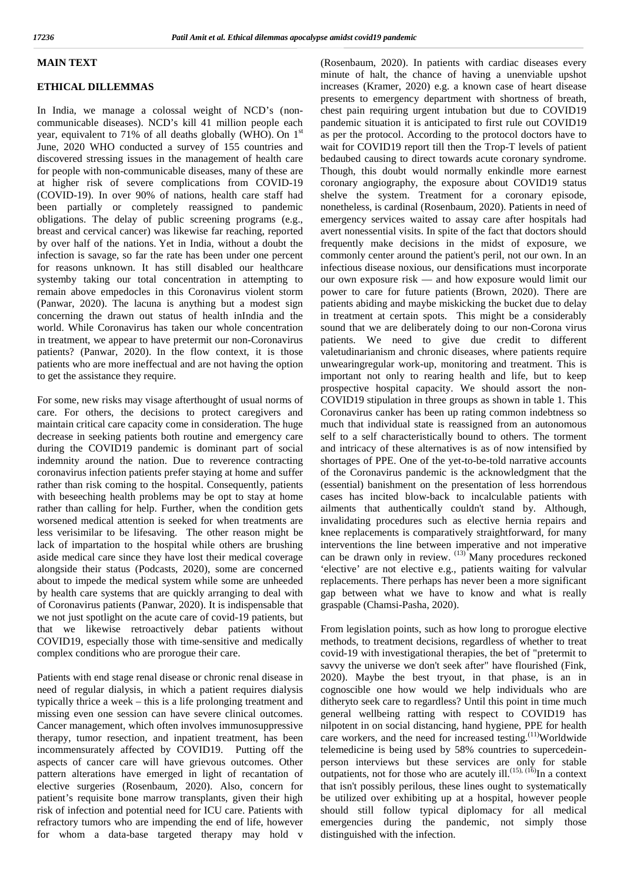## MAIN TEXT

## ETHICAL DILLEMMAS

In India, we manage a colossal weight of NCD's (non-communicable diseases). NCD's kill 41 million people each year, equivalent to 71% of all deaths globally (WHO). On 1st June, 2020 WHO conducted a survey of 155 countries and discovered stressing issues in the management of health care for people with non-communicable diseases, many of these are at higher risk of severe complications from COVID-19 (COVID-19). In over 90% of nations, health care staff had been partially or completely reassigned to pandemic obligations. The delay of public screening programs (e.g., breast and cervical cancer) was likewise far reaching, reported by over half of the nations. Yet in India, without a doubt the infection is savage, so far the rate has been under one percent for reasons unknown. It has still disabled our healthcare systemby taking our total concentration in attempting to remain above empedocles in this Coronavirus violent storm (Panwar, 2020). The lacuna is anything but a modest sign concerning the drawn out status of health inIndia and the world. While Coronavirus has taken our whole concentration in treatment, we appear to have pretermit our non-Coronavirus patients? (Panwar, 2020). In the flow context, it is those patients who are more ineffectual and are not having the option to get the assistance they require.

For some, new risks may visage afterthought of usual norms of care. For others, the decisions to protect caregivers and maintain critical care capacity come in consideration. The huge decrease in seeking patients both routine and emergency care during the COVID19 pandemic is dominant part of social indemnity around the nation. Due to reverence contracting coronavirus infection patients prefer staying at home and suffer rather than risk coming to the hospital. Consequently, patients with beseeching health problems may be opt to stay at home rather than calling for help. Further, when the condition gets worsened medical attention is seeked for when treatments are less verisimilar to be lifesaving. The other reason might be lack of impartation to the hospital while others are brushing aside medical care since they have lost their medical coverage alongside their status (Podcasts, 2020), some are concerned about to impede the medical system while some are unheeded by health care systems that are quickly arranging to deal with of Coronavirus patients (Panwar, 2020). It is indispensable that we not just spotlight on the acute care of covid-19 patients, but that we likewise retroactively debar patients without COVID19, especially those with time-sensitive and medically complex conditions who are prorogue their care.

Patients with end stage renal disease or chronic renal disease in need of regular dialysis, in which a patient requires dialysis typically thrice a week – this is a life prolonging treatment and missing even one session can have severe clinical outcomes. Cancer management, which often involves immunosuppressive therapy, tumor resection, and inpatient treatment, has been incommensurately affected by COVID19. Putting off the aspects of cancer care will have grievous outcomes. Other pattern alterations have emerged in light of recantation of elective surgeries (Rosenbaum, 2020). Also, concern for patient's requisite bone marrow transplants, given their high risk of infection and potential need for ICU care. Patients with refractory tumors who are impending the end of life, however for whom a data-base targeted therapy may hold v (Rosenbaum, 2020). In patients with cardiac diseases every minute of halt, the chance of having a unenviable upshot increases (Kramer, 2020) e.g. a known case of heart disease presents to emergency department with shortness of breath, chest pain requiring urgent intubation but due to COVID19 pandemic situation it is anticipated to first rule out COVID19 as per the protocol. According to the protocol doctors have to wait for COVID19 report till then the Trop-T levels of patient bedaubed causing to direct towards acute coronary syndrome. Though, this doubt would normally enkindle more earnest coronary angiography, the exposure about COVID19 status shelve the system. Treatment for a coronary episode, nonetheless, is cardinal (Rosenbaum, 2020). Patients in need of emergency services waited to assay care after hospitals had avert nonessential visits. In spite of the fact that doctors should frequently make decisions in the midst of exposure, we commonly center around the patient's peril, not our own. In an infectious disease noxious, our densifications must incorporate our own exposure risk — and how exposure would limit our power to care for future patients (Brown, 2020). There are patients abiding and maybe miskicking the bucket due to delay in treatment at certain spots. This might be a considerably sound that we are deliberately doing to our non-Corona virus patients. We need to give due credit to different valetudinarianism and chronic diseases, where patients require unwearingregular work-up, monitoring and treatment. This is important not only to rearing health and life, but to keep prospective hospital capacity. We should assort the non-COVID19 stipulation in three groups as shown in table 1. This Coronavirus canker has been up rating common indebtness so much that individual state is reassigned from an autonomous self to a self characteristically bound to others. The torment and intricacy of these alternatives is as of now intensified by shortages of PPE. One of the yet-to-be-told narrative accounts of the Coronavirus pandemic is the acknowledgment that the (essential) banishment on the presentation of less horrendous cases has incited blow-back to incalculable patients with ailments that authentically couldn't stand by. Although, invalidating procedures such as elective hernia repairs and knee replacements is comparatively straightforward, for many interventions the line between imperative and not imperative can be drawn only in review. [13] Many procedures reckoned 'elective' are not elective e.g., patients waiting for valvular replacements. There perhaps has never been a more significant gap between what we have to know and what is really graspable (Chamsi-Pasha, 2020).

From legislation points, such as how long to prorogue elective methods, to treatment decisions, regardless of whether to treat covid-19 with investigational therapies, the bet of "pretermit to savvy the universe we don't seek after" have flourished (Fink, 2020). Maybe the best tryout, in that phase, is an in cognoscible one how would we help individuals who are ditheryto seek care to regardless? Until this point in time much general wellbeing ratting with respect to COVID19 has nilpotent in on social distancing, hand hygiene, PPE for health care workers, and the need for increased testing.[11]Worldwide telemedicine is being used by 58% countries to supercedein-person interviews but these services are only for stable outpatients, not for those who are acutely ill.[15], [16]In a context that isn't possibly perilous, these lines ought to systematically be utilized over exhibiting up at a hospital, however people should still follow typical diplomacy for all medical emergencies during the pandemic, not simply those distinguished with the infection.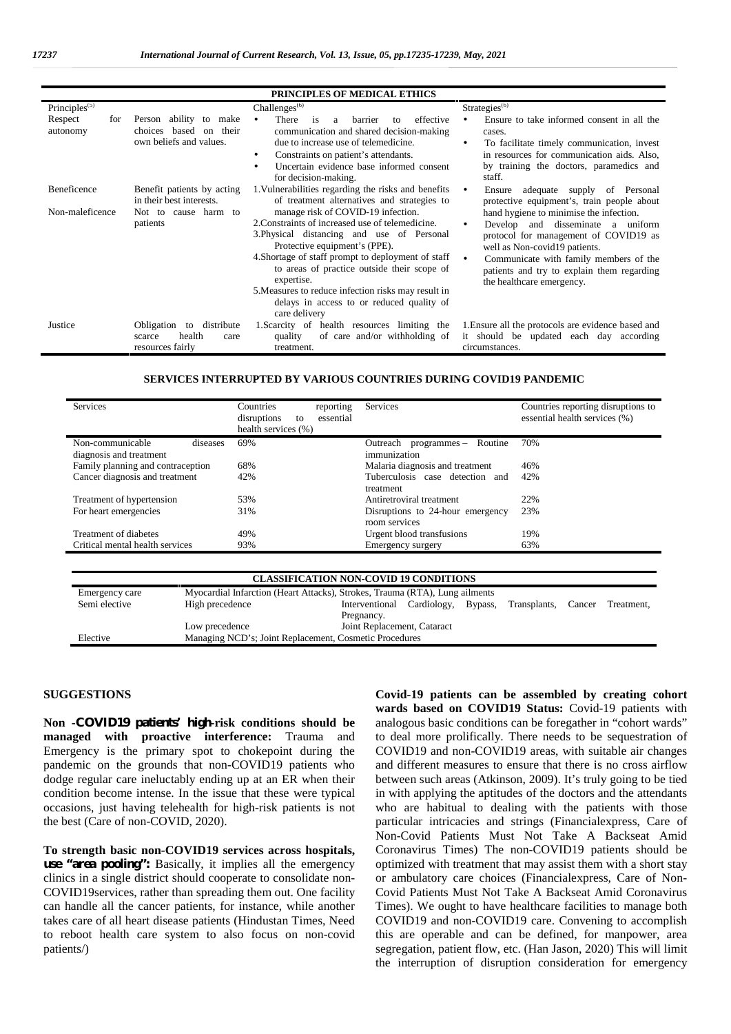| PRINCIPLES OF MEDICAL ETHICS | | | |
|---|---|---|---|
| Principles[5] | | Challenges[6] | Strategies[6] |
| Respect for autonomy | Person ability to make choices based on their own beliefs and values. | • There is a barrier to effective communication and shared decision-making due to increase use of telemedicine.<br>• Constraints on patient's attendants.<br>• Uncertain evidence base informed consent for decision-making. | • Ensure to take informed consent in all the cases.<br>• To facilitate timely communication, invest in resources for communication aids. Also, by training the doctors, paramedics and staff. |
| Beneficence | Benefit patients by acting in their best interests. | 1.Vulnerabilities regarding the risks and benefits of treatment alternatives and strategies to manage risk of COVID-19 infection.<br>2.Constraints of increased use of telemedicine.<br>3.Physical distancing and use of Personal Protective equipment's (PPE).<br>4.Shortage of staff prompt to deployment of staff to areas of practice outside their scope of expertise.<br>5.Measures to reduce infection risks may result in delays in access to or reduced quality of care delivery | • Ensure adequate supply of Personal protective equipment's, train people about hand hygiene to minimise the infection.<br>• Develop and disseminate a uniform protocol for management of COVID19 as well as Non-covid19 patients.<br>• Communicate with family members of the patients and try to explain them regarding the healthcare emergency. |
| Non-maleficence | Not to cause harm to patients | | |
| Justice | Obligation to distribute scarce health care resources fairly | 1.Scarcity of health resources limiting the quality of care and/or withholding of treatment. | 1.Ensure all the protocols are evidence based and it should be updated each day according circumstances. |

**SERVICES INTERRUPTED BY VARIOUS COUNTRIES DURING COVID19 PANDEMIC**

| Services | Countries reporting disruptions to essential health services (%) | Services | Countries reporting disruptions to essential health services (%) |
|---|---|---|---|
| Non-communicable diseases diagnosis and treatment | 69% | Outreach programmes – Routine immunization | 70% |
| Family planning and contraception | 68% | Malaria diagnosis and treatment | 46% |
| Cancer diagnosis and treatment | 42% | Tuberculosis case detection and treatment | 42% |
| Treatment of hypertension | 53% | Antiretroviral treatment | 22% |
| For heart emergencies | 31% | Disruptions to 24-hour emergency room services | 23% |
| Treatment of diabetes | 49% | Urgent blood transfusions | 19% |
| Critical mental health services | 93% | Emergency surgery | 63% |

| CLASSIFICATION NON-COVID 19 CONDITIONS | | |
|---|---|---|
| Emergency care | Myocardial Infarction (Heart Attacks), Strokes, Trauma (RTA), Lung ailments | |
| Semi elective | High precedence | Interventional Cardiology, Bypass, Transplants, Cancer Treatment, Pregnancy. |
| | Low precedence | Joint Replacement, Cataract |
| Elective | Managing NCD's; Joint Replacement, Cosmetic Procedures | |

## SUGGESTIONS

**Non -COVID19 patients' high-risk conditions should be managed with proactive interference:** Trauma and Emergency is the primary spot to chokepoint during the pandemic on the grounds that non-COVID19 patients who dodge regular care ineluctably ending up at an ER when their condition become intense. In the issue that these were typical occasions, just having telehealth for high-risk patients is not the best (Care of non-COVID, 2020).

**To strength basic non-COVID19 services across hospitals, use "area pooling":** Basically, it implies all the emergency clinics in a single district should cooperate to consolidate non-COVID19services, rather than spreading them out. One facility can handle all the cancer patients, for instance, while another takes care of all heart disease patients (Hindustan Times, Need to reboot health care system to also focus on non-covid patients/)

**Covid-19 patients can be assembled by creating cohort wards based on COVID19 Status:** Covid-19 patients with analogous basic conditions can be foregather in "cohort wards" to deal more prolifically. There needs to be sequestration of COVID19 and non-COVID19 areas, with suitable air changes and different measures to ensure that there is no cross airflow between such areas (Atkinson, 2009). It's truly going to be tied in with applying the aptitudes of the doctors and the attendants who are habitual to dealing with the patients with those particular intricacies and strings (Financialexpress, Care of Non-Covid Patients Must Not Take A Backseat Amid Coronavirus Times) The non-COVID19 patients should be optimized with treatment that may assist them with a short stay or ambulatory care choices (Financialexpress, Care of Non-Covid Patients Must Not Take A Backseat Amid Coronavirus Times). We ought to have healthcare facilities to manage both COVID19 and non-COVID19 care. Convening to accomplish this are operable and can be defined, for manpower, area segregation, patient flow, etc. (Han Jason, 2020) This will limit the interruption of disruption consideration for emergency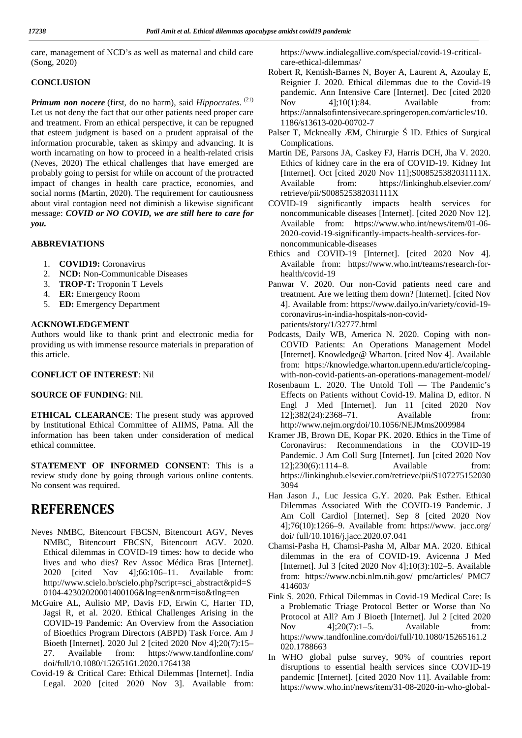care, management of NCD's as well as maternal and child care (Song, 2020)

## CONCLUSION

***Primum non nocere*** (first, do no harm), said *Hippocrates*. [21] Let us not deny the fact that our other patients need proper care and treatment. From an ethical perspective, it can be repugned that esteem judgment is based on a prudent appraisal of the information procurable, taken as skimpy and advancing. It is worth incarnating on how to proceed in a health-related crisis (Neves, 2020) The ethical challenges that have emerged are probably going to persist for while on account of the protracted impact of changes in health care practice, economies, and social norms (Martin, 2020). The requirement for cautiousness about viral contagion need not diminish a likewise significant message: ***COVID or NO COVID, we are still here to care for you.***

## ABBREVIATIONS

1. **COVID19:** Coronavirus
2. **NCD:** Non-Communicable Diseases
3. **TROP-T:** Troponin T Levels
4. **ER:** Emergency Room
5. **ED:** Emergency Department

## ACKNOWLEDGEMENT

Authors would like to thank print and electronic media for providing us with immense resource materials in preparation of this article.

**CONFLICT OF INTEREST**: Nil

**SOURCE OF FUNDING**: Nil.

**ETHICAL CLEARANCE**: The present study was approved by Institutional Ethical Committee of AIIMS, Patna. All the information has been taken under consideration of medical ethical committee.

**STATEMENT OF INFORMED CONSENT**: This is a review study done by going through various online contents. No consent was required.

# REFERENCES

Neves NMBC, Bitencourt FBCSN, Bitencourt AGV, Neves NMBC, Bitencourt FBCSN, Bitencourt AGV. 2020. Ethical dilemmas in COVID-19 times: how to decide who lives and who dies? Rev Assoc Médica Bras [Internet]. 2020 [cited Nov 4];66:106–11. Available from: http://www.scielo.br/scielo.php?script=sci_abstract&pid=S0104-42302020001400106&lng=en&nrm=iso&tlng=en

McGuire AL, Aulisio MP, Davis FD, Erwin C, Harter TD, Jagsi R, et al. 2020. Ethical Challenges Arising in the COVID-19 Pandemic: An Overview from the Association of Bioethics Program Directors (ABPD) Task Force. Am J Bioeth [Internet]. 2020 Jul 2 [cited 2020 Nov 4];20(7):15–27. Available from: https://www.tandfonline.com/doi/full/10.1080/15265161.2020.1764138

Covid-19 & Critical Care: Ethical Dilemmas [Internet]. India Legal. 2020 [cited 2020 Nov 3]. Available from: https://www.indialegallive.com/special/covid-19-critical-care-ethical-dilemmas/

Robert R, Kentish-Barnes N, Boyer A, Laurent A, Azoulay E, Reignier J. 2020. Ethical dilemmas due to the Covid-19 pandemic. Ann Intensive Care [Internet]. Dec [cited 2020 Nov 4];10(1):84. Available from: https://annalsofintensivecare.springeropen.com/articles/10.1186/s13613-020-00702-7

Palser T, Mckneally ÆM, Chirurgie Ś ID. Ethics of Surgical Complications.

Martin DE, Parsons JA, Caskey FJ, Harris DCH, Jha V. 2020. Ethics of kidney care in the era of COVID-19. Kidney Int [Internet]. Oct [cited 2020 Nov 11];S008525382031111X. Available from: https://linkinghub.elsevier.com/retrieve/pii/S008525382031111X

COVID-19 significantly impacts health services for noncommunicable diseases [Internet]. [cited 2020 Nov 12]. Available from: https://www.who.int/news/item/01-06-2020-covid-19-significantly-impacts-health-services-for-noncommunicable-diseases

Ethics and COVID-19 [Internet]. [cited 2020 Nov 4]. Available from: https://www.who.int/teams/research-for-health/covid-19

Panwar V. 2020. Our non-Covid patients need care and treatment. Are we letting them down? [Internet]. [cited Nov 4]. Available from: https://www.dailyo.in/variety/covid-19-coronavirus-in-india-hospitals-non-covid-patients/story/1/32777.html

Podcasts, Daily WB, America N. 2020. Coping with non-COVID Patients: An Operations Management Model [Internet]. Knowledge@ Wharton. [cited Nov 4]. Available from: https://knowledge.wharton.upenn.edu/article/coping-with-non-covid-patients-an-operations-management-model/

Rosenbaum L. 2020. The Untold Toll — The Pandemic's Effects on Patients without Covid-19. Malina D, editor. N Engl J Med [Internet]. Jun 11 [cited 2020 Nov 12];382(24):2368–71. Available from: http://www.nejm.org/doi/10.1056/NEJMms2009984

Kramer JB, Brown DE, Kopar PK. 2020. Ethics in the Time of Coronavirus: Recommendations in the COVID-19 Pandemic. J Am Coll Surg [Internet]. Jun [cited 2020 Nov 12];230(6):1114–8. Available from: https://linkinghub.elsevier.com/retrieve/pii/S1072751520303094

Han Jason J., Luc Jessica G.Y. 2020. Pak Esther. Ethical Dilemmas Associated With the COVID-19 Pandemic. J Am Coll Cardiol [Internet]. Sep 8 [cited 2020 Nov 4];76(10):1266–9. Available from: https://www. jacc.org/doi/ full/10.1016/j.jacc.2020.07.041

Chamsi-Pasha H, Chamsi-Pasha M, Albar MA. 2020. Ethical dilemmas in the era of COVID-19. Avicenna J Med [Internet]. Jul 3 [cited 2020 Nov 4];10(3):102–5. Available from: https://www.ncbi.nlm.nih.gov/ pmc/articles/ PMC7414603/

Fink S. 2020. Ethical Dilemmas in Covid-19 Medical Care: Is a Problematic Triage Protocol Better or Worse than No Protocol at All? Am J Bioeth [Internet]. Jul 2 [cited 2020 Nov 4];20(7):1–5. Available from: https://www.tandfonline.com/doi/full/10.1080/15265161.2020.1788663

In WHO global pulse survey, 90% of countries report disruptions to essential health services since COVID-19 pandemic [Internet]. [cited 2020 Nov 11]. Available from: https://www.who.int/news/item/31-08-2020-in-who-global-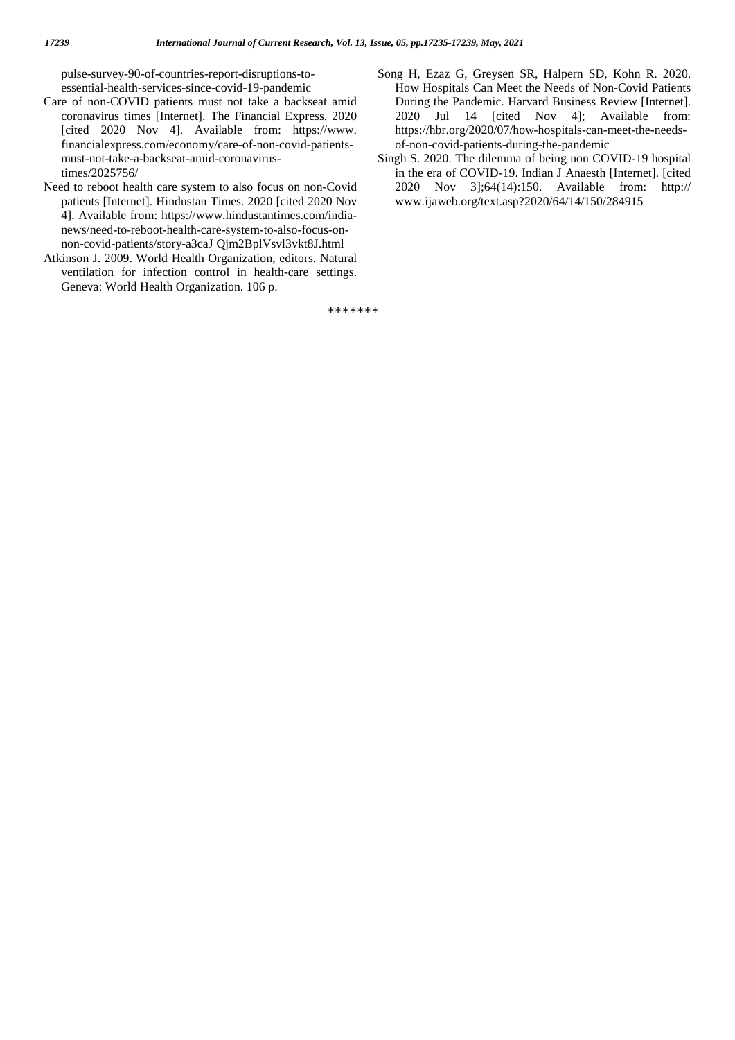pulse-survey-90-of-countries-report-disruptions-to-essential-health-services-since-covid-19-pandemic

Care of non-COVID patients must not take a backseat amid coronavirus times [Internet]. The Financial Express. 2020 [cited 2020 Nov 4]. Available from: https://www.financialexpress.com/economy/care-of-non-covid-patients-must-not-take-a-backseat-amid-coronavirus-times/2025756/

Need to reboot health care system to also focus on non-Covid patients [Internet]. Hindustan Times. 2020 [cited 2020 Nov 4]. Available from: https://www.hindustantimes.com/india-news/need-to-reboot-health-care-system-to-also-focus-on-non-covid-patients/story-a3caJ Qjm2BplVsvl3vkt8J.html

Atkinson J. 2009. World Health Organization, editors. Natural ventilation for infection control in health-care settings. Geneva: World Health Organization. 106 p.

Song H, Ezaz G, Greysen SR, Halpern SD, Kohn R. 2020. How Hospitals Can Meet the Needs of Non-Covid Patients During the Pandemic. Harvard Business Review [Internet]. 2020 Jul 14 [cited Nov 4]; Available from: https://hbr.org/2020/07/how-hospitals-can-meet-the-needs-of-non-covid-patients-during-the-pandemic

Singh S. 2020. The dilemma of being non COVID-19 hospital in the era of COVID-19. Indian J Anaesth [Internet]. [cited 2020 Nov 3];64(14):150. Available from: http://www.ijaweb.org/text.asp?2020/64/14/150/284915

*******